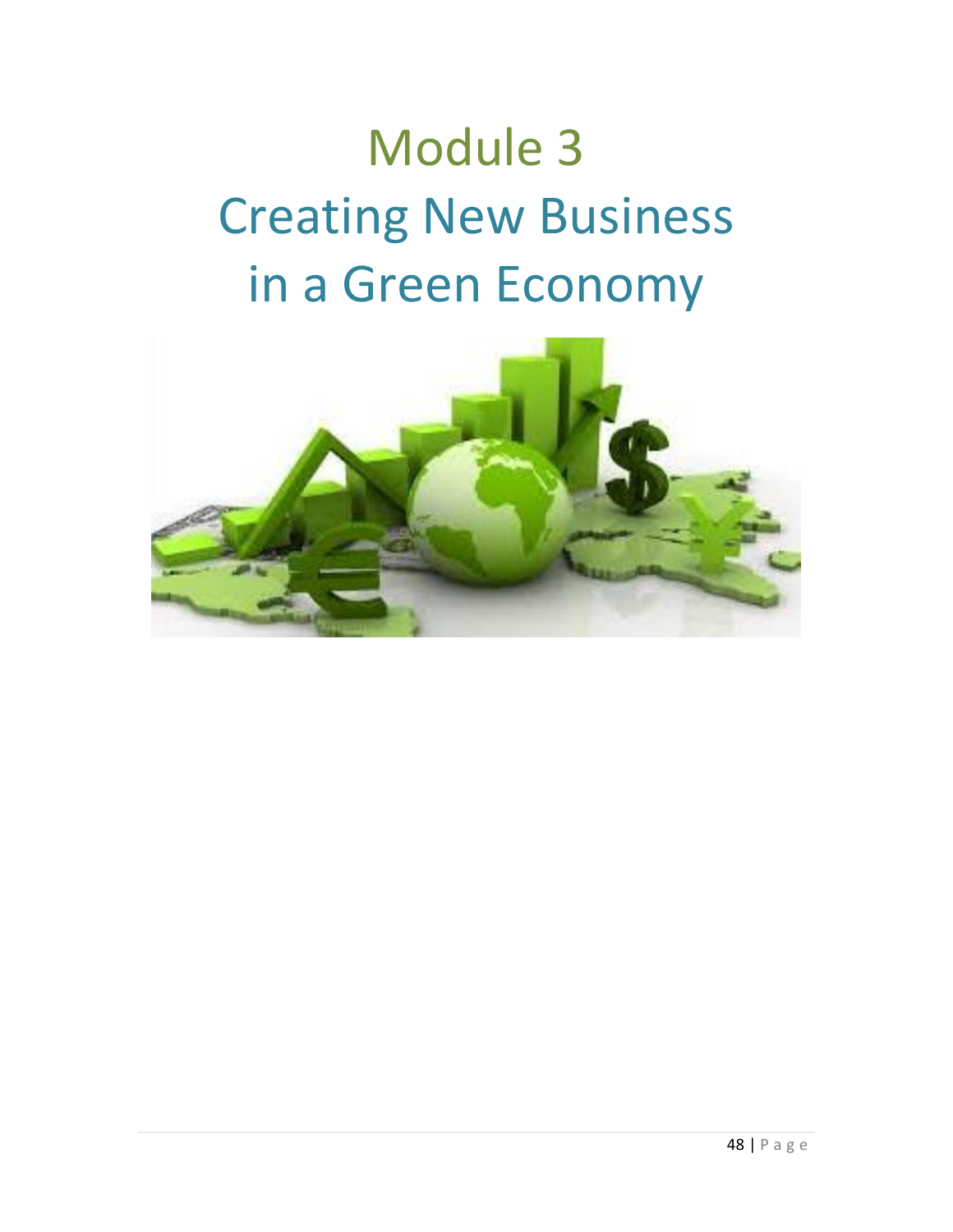# Module 3
# Creating New Business in a Green Economy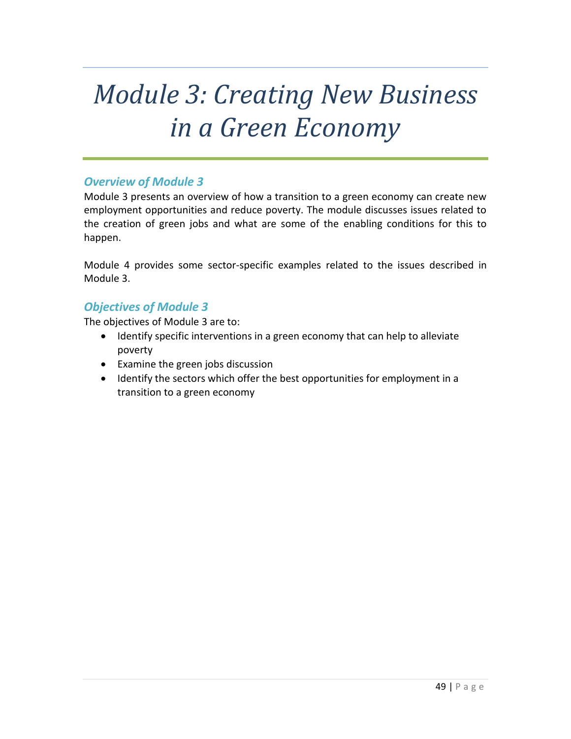# *Module 3: Creating New Business in a Green Economy*

## *Overview of Module 3*

Module 3 presents an overview of how a transition to a green economy can create new employment opportunities and reduce poverty. The module discusses issues related to the creation of green jobs and what are some of the enabling conditions for this to happen.

Module 4 provides some sector-specific examples related to the issues described in Module 3.

## *Objectives of Module 3*

The objectives of Module 3 are to:

- Identify specific interventions in a green economy that can help to alleviate poverty
- Examine the green jobs discussion
- Identify the sectors which offer the best opportunities for employment in a transition to a green economy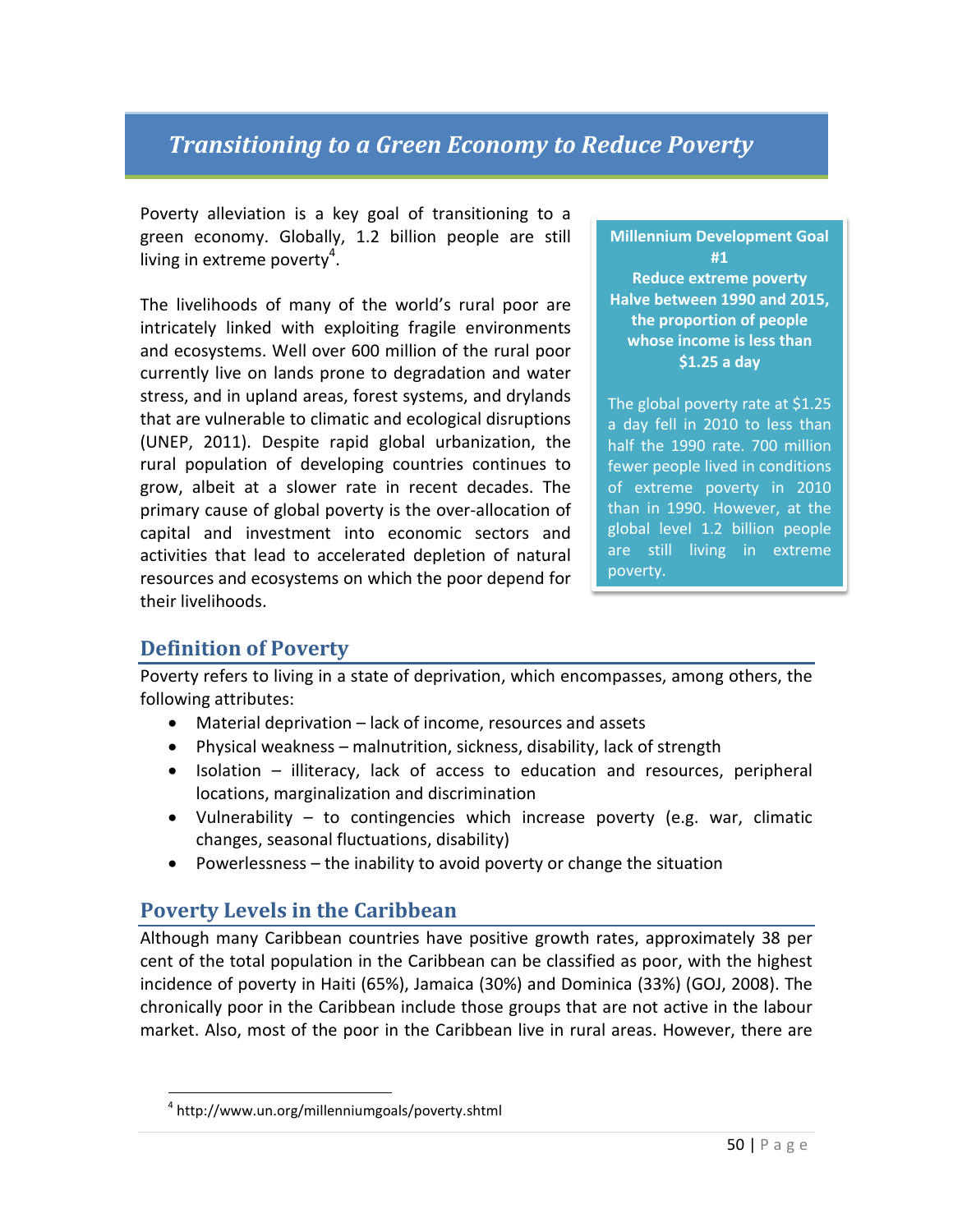# *Transitioning to a Green Economy to Reduce Poverty*

Poverty alleviation is a key goal of transitioning to a green economy. Globally, 1.2 billion people are still living in extreme poverty[4].

The livelihoods of many of the world's rural poor are intricately linked with exploiting fragile environments and ecosystems. Well over 600 million of the rural poor currently live on lands prone to degradation and water stress, and in upland areas, forest systems, and drylands that are vulnerable to climatic and ecological disruptions (UNEP, 2011). Despite rapid global urbanization, the rural population of developing countries continues to grow, albeit at a slower rate in recent decades. The primary cause of global poverty is the over-allocation of capital and investment into economic sectors and activities that lead to accelerated depletion of natural resources and ecosystems on which the poor depend for their livelihoods.

> **Millennium Development Goal #1**
> **Reduce extreme poverty**
> **Halve between 1990 and 2015, the proportion of people whose income is less than $1.25 a day**
>
> The global poverty rate at $1.25 a day fell in 2010 to less than half the 1990 rate. 700 million fewer people lived in conditions of extreme poverty in 2010 than in 1990. However, at the global level 1.2 billion people are still living in extreme poverty.

## Definition of Poverty

Poverty refers to living in a state of deprivation, which encompasses, among others, the following attributes:

- Material deprivation – lack of income, resources and assets
- Physical weakness – malnutrition, sickness, disability, lack of strength
- Isolation – illiteracy, lack of access to education and resources, peripheral locations, marginalization and discrimination
- Vulnerability – to contingencies which increase poverty (e.g. war, climatic changes, seasonal fluctuations, disability)
- Powerlessness – the inability to avoid poverty or change the situation

## Poverty Levels in the Caribbean

Although many Caribbean countries have positive growth rates, approximately 38 per cent of the total population in the Caribbean can be classified as poor, with the highest incidence of poverty in Haiti (65%), Jamaica (30%) and Dominica (33%) (GOJ, 2008). The chronically poor in the Caribbean include those groups that are not active in the labour market. Also, most of the poor in the Caribbean live in rural areas. However, there are

[4] http://www.un.org/millenniumgoals/poverty.shtml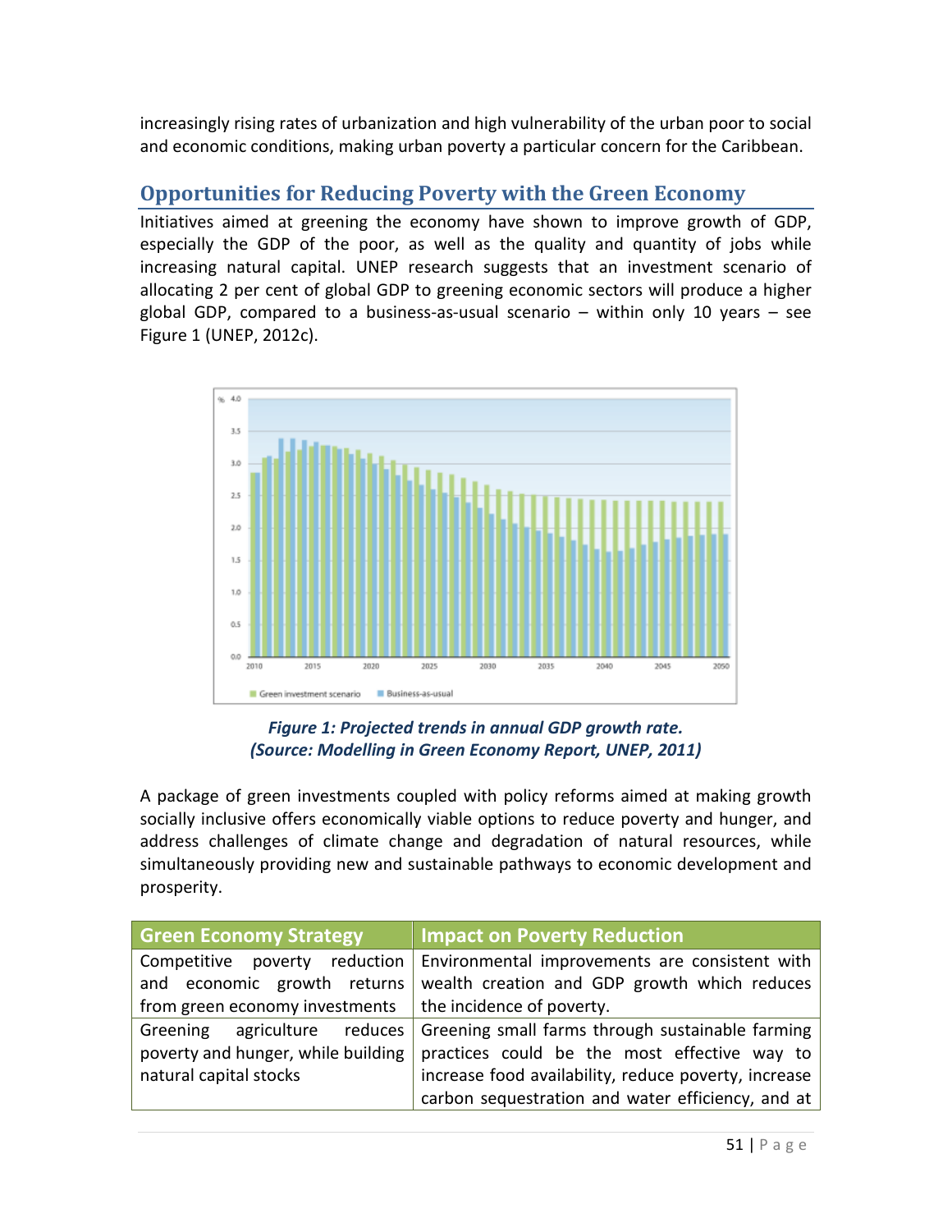increasingly rising rates of urbanization and high vulnerability of the urban poor to social and economic conditions, making urban poverty a particular concern for the Caribbean.

## Opportunities for Reducing Poverty with the Green Economy

Initiatives aimed at greening the economy have shown to improve growth of GDP, especially the GDP of the poor, as well as the quality and quantity of jobs while increasing natural capital. UNEP research suggests that an investment scenario of allocating 2 per cent of global GDP to greening economic sectors will produce a higher global GDP, compared to a business-as-usual scenario – within only 10 years – see Figure 1 (UNEP, 2012c).

***Figure 1: Projected trends in annual GDP growth rate.***
***(Source: Modelling in Green Economy Report, UNEP, 2011)***

A package of green investments coupled with policy reforms aimed at making growth socially inclusive offers economically viable options to reduce poverty and hunger, and address challenges of climate change and degradation of natural resources, while simultaneously providing new and sustainable pathways to economic development and prosperity.

| Green Economy Strategy | Impact on Poverty Reduction |
|---|---|
| Competitive poverty reduction and economic growth returns from green economy investments | Environmental improvements are consistent with wealth creation and GDP growth which reduces the incidence of poverty. |
| Greening agriculture reduces poverty and hunger, while building natural capital stocks | Greening small farms through sustainable farming practices could be the most effective way to increase food availability, reduce poverty, increase carbon sequestration and water efficiency, and at |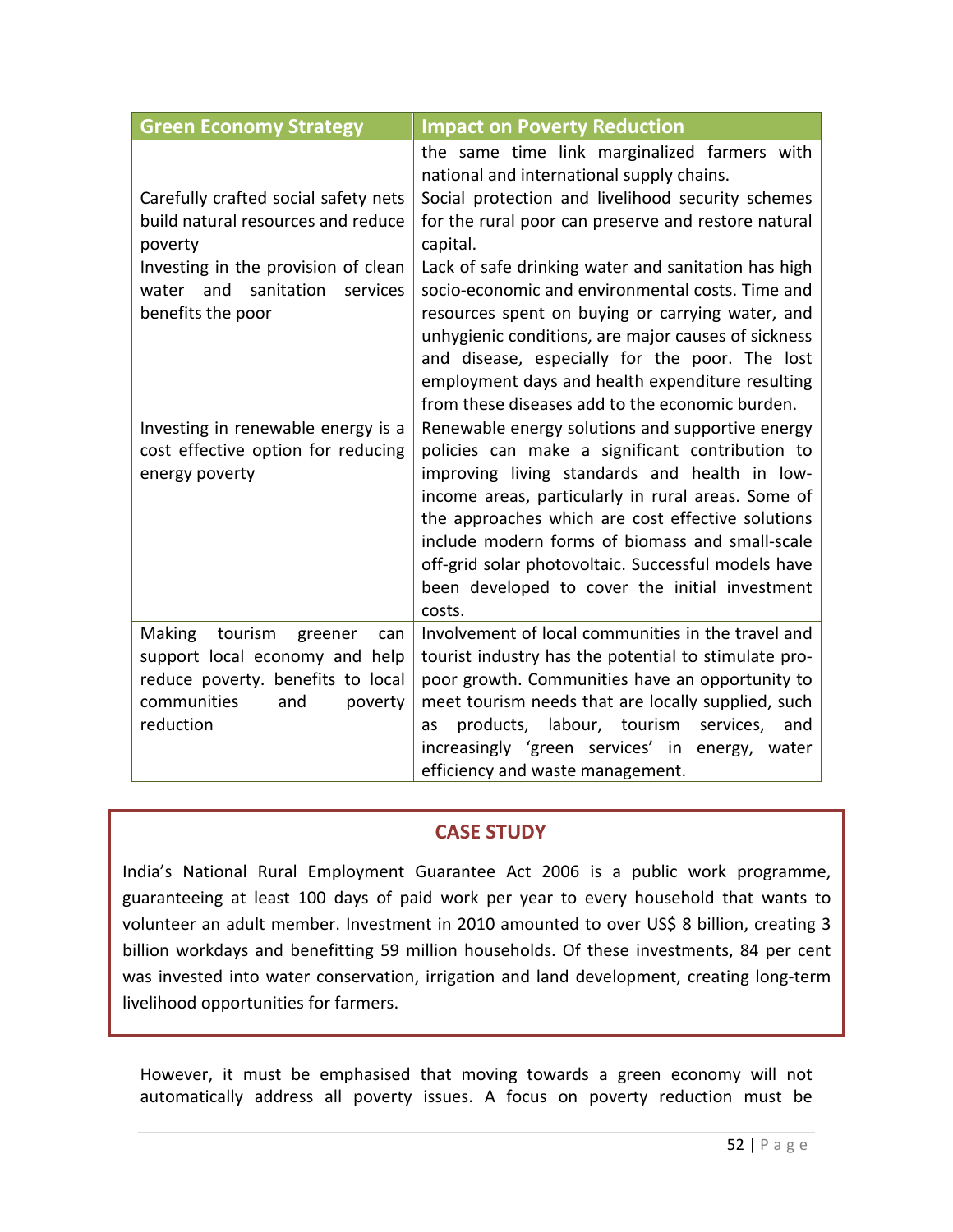| Green Economy Strategy | Impact on Poverty Reduction |
|---|---|
| | the same time link marginalized farmers with national and international supply chains. |
| Carefully crafted social safety nets build natural resources and reduce poverty | Social protection and livelihood security schemes for the rural poor can preserve and restore natural capital. |
| Investing in the provision of clean water and sanitation services benefits the poor | Lack of safe drinking water and sanitation has high socio-economic and environmental costs. Time and resources spent on buying or carrying water, and unhygienic conditions, are major causes of sickness and disease, especially for the poor. The lost employment days and health expenditure resulting from these diseases add to the economic burden. |
| Investing in renewable energy is a cost effective option for reducing energy poverty | Renewable energy solutions and supportive energy policies can make a significant contribution to improving living standards and health in low-income areas, particularly in rural areas. Some of the approaches which are cost effective solutions include modern forms of biomass and small-scale off-grid solar photovoltaic. Successful models have been developed to cover the initial investment costs. |
| Making tourism greener can support local economy and help reduce poverty. benefits to local communities and poverty reduction | Involvement of local communities in the travel and tourist industry has the potential to stimulate pro-poor growth. Communities have an opportunity to meet tourism needs that are locally supplied, such as products, labour, tourism services, and increasingly 'green services' in energy, water efficiency and waste management. |

## CASE STUDY

India's National Rural Employment Guarantee Act 2006 is a public work programme, guaranteeing at least 100 days of paid work per year to every household that wants to volunteer an adult member. Investment in 2010 amounted to over US$ 8 billion, creating 3 billion workdays and benefitting 59 million households. Of these investments, 84 per cent was invested into water conservation, irrigation and land development, creating long-term livelihood opportunities for farmers.

However, it must be emphasised that moving towards a green economy will not automatically address all poverty issues. A focus on poverty reduction must be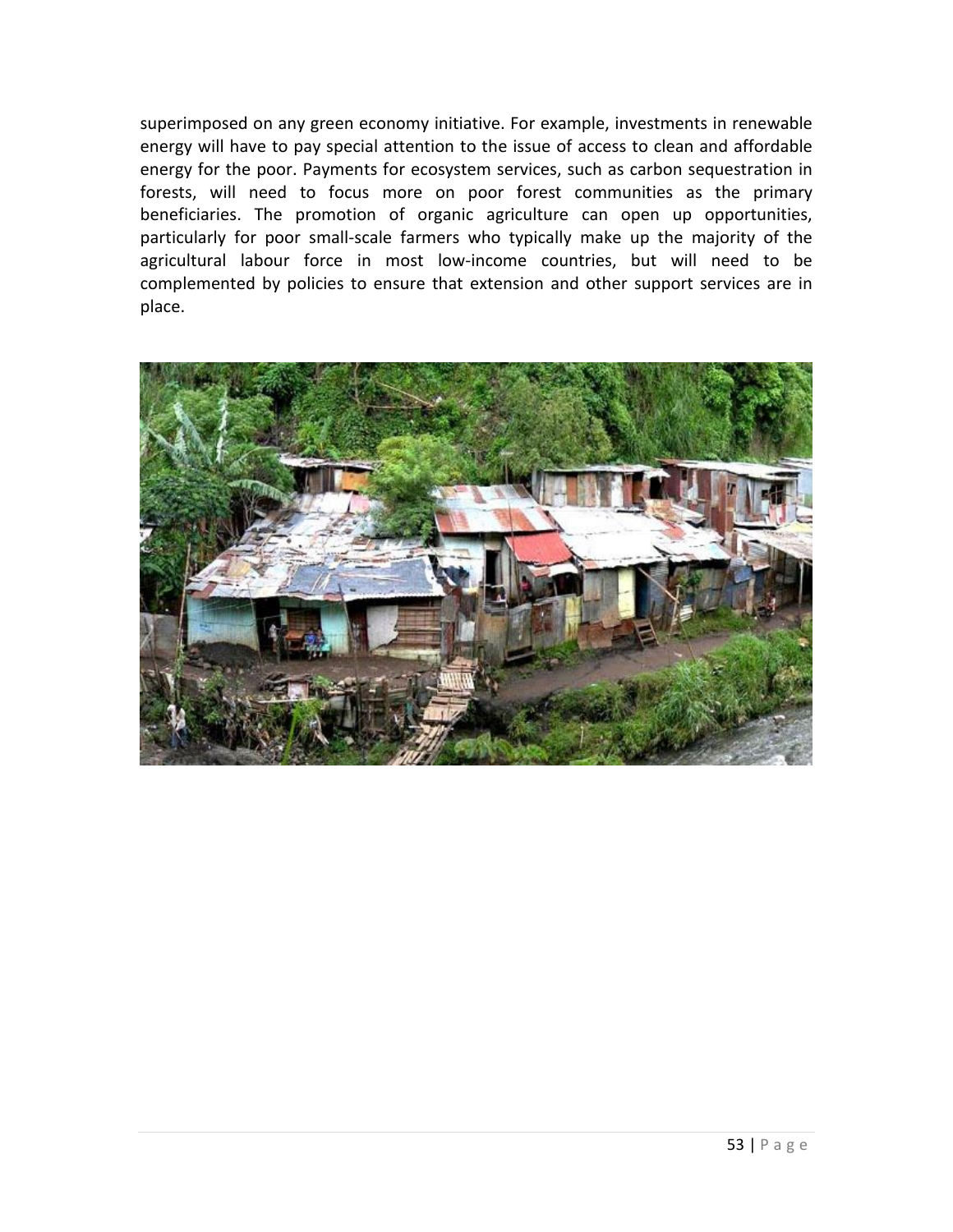superimposed on any green economy initiative. For example, investments in renewable energy will have to pay special attention to the issue of access to clean and affordable energy for the poor. Payments for ecosystem services, such as carbon sequestration in forests, will need to focus more on poor forest communities as the primary beneficiaries. The promotion of organic agriculture can open up opportunities, particularly for poor small-scale farmers who typically make up the majority of the agricultural labour force in most low-income countries, but will need to be complemented by policies to ensure that extension and other support services are in place.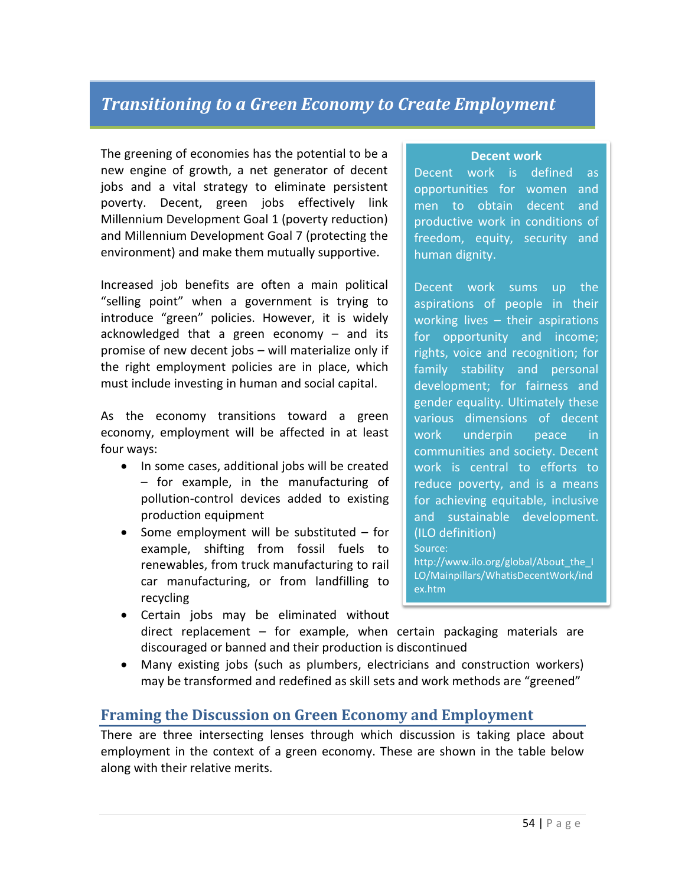## *Transitioning to a Green Economy to Create Employment*

The greening of economies has the potential to be a new engine of growth, a net generator of decent jobs and a vital strategy to eliminate persistent poverty. Decent, green jobs effectively link Millennium Development Goal 1 (poverty reduction) and Millennium Development Goal 7 (protecting the environment) and make them mutually supportive.

Increased job benefits are often a main political "selling point" when a government is trying to introduce "green" policies. However, it is widely acknowledged that a green economy – and its promise of new decent jobs – will materialize only if the right employment policies are in place, which must include investing in human and social capital.

As the economy transitions toward a green economy, employment will be affected in at least four ways:

- In some cases, additional jobs will be created – for example, in the manufacturing of pollution-control devices added to existing production equipment
- Some employment will be substituted – for example, shifting from fossil fuels to renewables, from truck manufacturing to rail car manufacturing, or from landfilling to recycling
- Certain jobs may be eliminated without direct replacement – for example, when certain packaging materials are discouraged or banned and their production is discontinued
- Many existing jobs (such as plumbers, electricians and construction workers) may be transformed and redefined as skill sets and work methods are "greened"

> **Decent work**
>
> Decent work is defined as opportunities for women and men to obtain decent and productive work in conditions of freedom, equity, security and human dignity.
>
> Decent work sums up the aspirations of people in their working lives – their aspirations for opportunity and income; rights, voice and recognition; for family stability and personal development; for fairness and gender equality. Ultimately these various dimensions of decent work underpin peace in communities and society. Decent work is central to efforts to reduce poverty, and is a means for achieving equitable, inclusive and sustainable development. (ILO definition)
>
> Source: http://www.ilo.org/global/About_the_ILO/Mainpillars/WhatisDecentWork/index.htm

## Framing the Discussion on Green Economy and Employment

There are three intersecting lenses through which discussion is taking place about employment in the context of a green economy. These are shown in the table below along with their relative merits.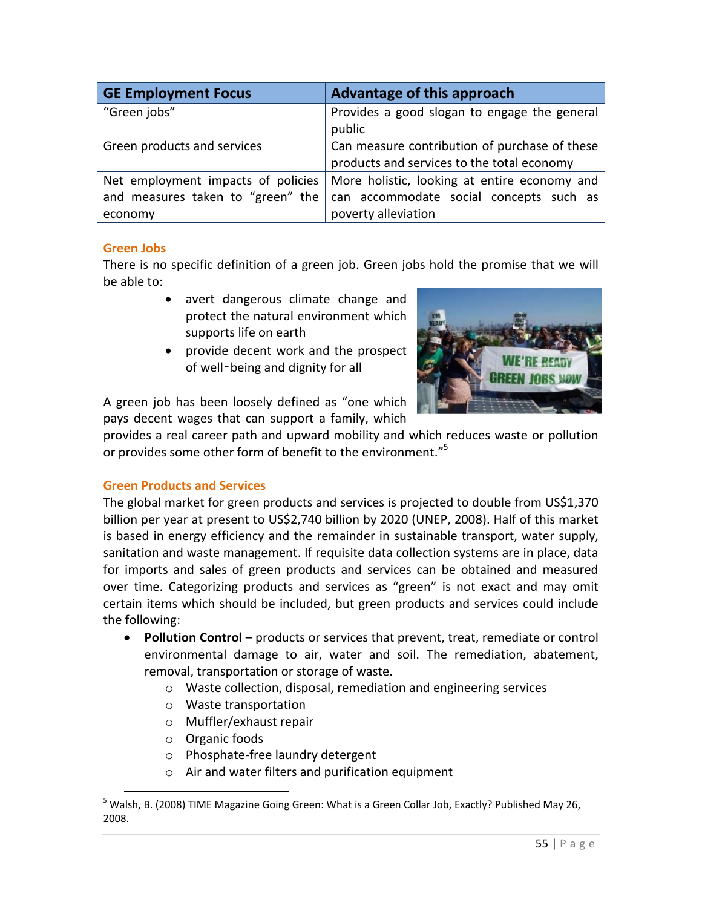| GE Employment Focus | Advantage of this approach |
|---|---|
| "Green jobs" | Provides a good slogan to engage the general public |
| Green products and services | Can measure contribution of purchase of these products and services to the total economy |
| Net employment impacts of policies and measures taken to "green" the economy | More holistic, looking at entire economy and can accommodate social concepts such as poverty alleviation |

### Green Jobs

There is no specific definition of a green job. Green jobs hold the promise that we will be able to:

- avert dangerous climate change and protect the natural environment which supports life on earth
- provide decent work and the prospect of well-being and dignity for all

A green job has been loosely defined as "one which pays decent wages that can support a family, which provides a real career path and upward mobility and which reduces waste or pollution or provides some other form of benefit to the environment."[5]

### Green Products and Services

The global market for green products and services is projected to double from US$1,370 billion per year at present to US$2,740 billion by 2020 (UNEP, 2008). Half of this market is based in energy efficiency and the remainder in sustainable transport, water supply, sanitation and waste management. If requisite data collection systems are in place, data for imports and sales of green products and services can be obtained and measured over time. Categorizing products and services as "green" is not exact and may omit certain items which should be included, but green products and services could include the following:

- **Pollution Control** – products or services that prevent, treat, remediate or control environmental damage to air, water and soil. The remediation, abatement, removal, transportation or storage of waste.
  - Waste collection, disposal, remediation and engineering services
  - Waste transportation
  - Muffler/exhaust repair
  - Organic foods
  - Phosphate-free laundry detergent
  - Air and water filters and purification equipment

[5] Walsh, B. (2008) TIME Magazine Going Green: What is a Green Collar Job, Exactly? Published May 26, 2008.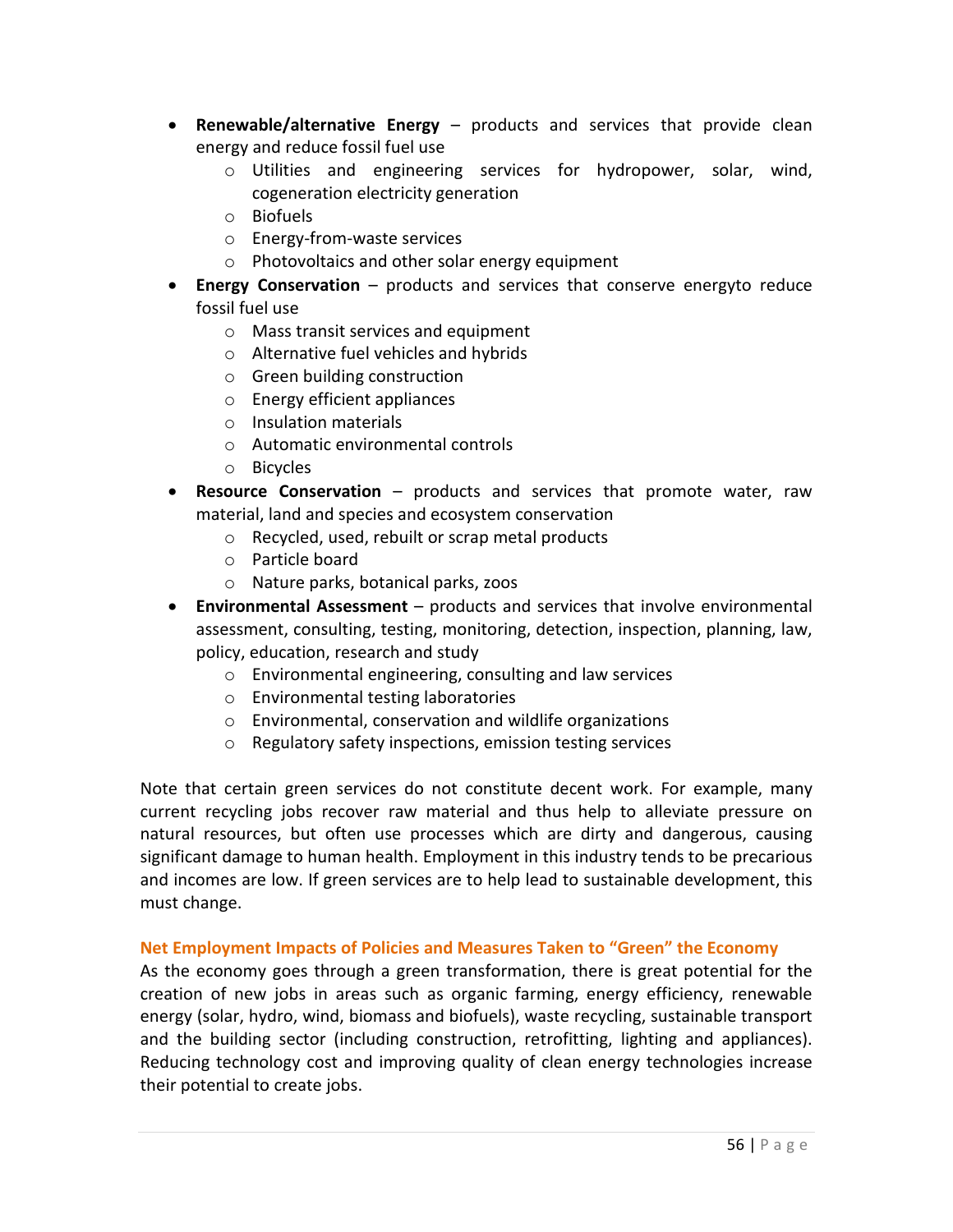- **Renewable/alternative Energy** – products and services that provide clean energy and reduce fossil fuel use
    - Utilities and engineering services for hydropower, solar, wind, cogeneration electricity generation
    - Biofuels
    - Energy-from-waste services
    - Photovoltaics and other solar energy equipment
- **Energy Conservation** – products and services that conserve energyto reduce fossil fuel use
    - Mass transit services and equipment
    - Alternative fuel vehicles and hybrids
    - Green building construction
    - Energy efficient appliances
    - Insulation materials
    - Automatic environmental controls
    - Bicycles
- **Resource Conservation** – products and services that promote water, raw material, land and species and ecosystem conservation
    - Recycled, used, rebuilt or scrap metal products
    - Particle board
    - Nature parks, botanical parks, zoos
- **Environmental Assessment** – products and services that involve environmental assessment, consulting, testing, monitoring, detection, inspection, planning, law, policy, education, research and study
    - Environmental engineering, consulting and law services
    - Environmental testing laboratories
    - Environmental, conservation and wildlife organizations
    - Regulatory safety inspections, emission testing services

Note that certain green services do not constitute decent work. For example, many current recycling jobs recover raw material and thus help to alleviate pressure on natural resources, but often use processes which are dirty and dangerous, causing significant damage to human health. Employment in this industry tends to be precarious and incomes are low. If green services are to help lead to sustainable development, this must change.

### Net Employment Impacts of Policies and Measures Taken to "Green" the Economy

As the economy goes through a green transformation, there is great potential for the creation of new jobs in areas such as organic farming, energy efficiency, renewable energy (solar, hydro, wind, biomass and biofuels), waste recycling, sustainable transport and the building sector (including construction, retrofitting, lighting and appliances). Reducing technology cost and improving quality of clean energy technologies increase their potential to create jobs.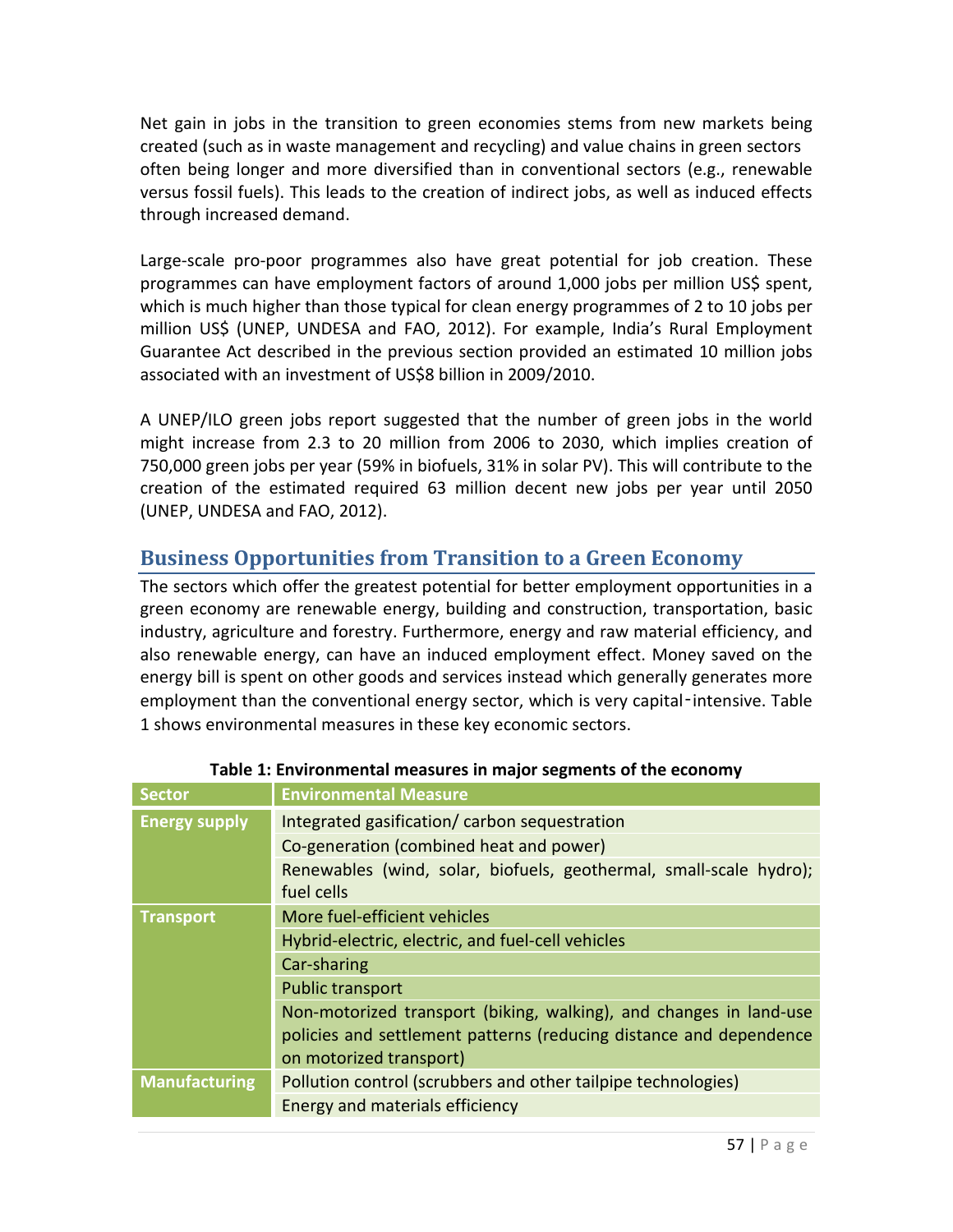Net gain in jobs in the transition to green economies stems from new markets being created (such as in waste management and recycling) and value chains in green sectors often being longer and more diversified than in conventional sectors (e.g., renewable versus fossil fuels). This leads to the creation of indirect jobs, as well as induced effects through increased demand.

Large-scale pro-poor programmes also have great potential for job creation. These programmes can have employment factors of around 1,000 jobs per million US$ spent, which is much higher than those typical for clean energy programmes of 2 to 10 jobs per million US$ (UNEP, UNDESA and FAO, 2012). For example, India's Rural Employment Guarantee Act described in the previous section provided an estimated 10 million jobs associated with an investment of US$8 billion in 2009/2010.

A UNEP/ILO green jobs report suggested that the number of green jobs in the world might increase from 2.3 to 20 million from 2006 to 2030, which implies creation of 750,000 green jobs per year (59% in biofuels, 31% in solar PV). This will contribute to the creation of the estimated required 63 million decent new jobs per year until 2050 (UNEP, UNDESA and FAO, 2012).

## Business Opportunities from Transition to a Green Economy

The sectors which offer the greatest potential for better employment opportunities in a green economy are renewable energy, building and construction, transportation, basic industry, agriculture and forestry. Furthermore, energy and raw material efficiency, and also renewable energy, can have an induced employment effect. Money saved on the energy bill is spent on other goods and services instead which generally generates more employment than the conventional energy sector, which is very capital‑intensive. Table 1 shows environmental measures in these key economic sectors.

**Table 1: Environmental measures in major segments of the economy**

| Sector | Environmental Measure |
|---|---|
| **Energy supply** | Integrated gasification/ carbon sequestration |
| | Co-generation (combined heat and power) |
| | Renewables (wind, solar, biofuels, geothermal, small-scale hydro); fuel cells |
| **Transport** | More fuel-efficient vehicles |
| | Hybrid-electric, electric, and fuel-cell vehicles |
| | Car-sharing |
| | Public transport |
| | Non-motorized transport (biking, walking), and changes in land-use policies and settlement patterns (reducing distance and dependence on motorized transport) |
| **Manufacturing** | Pollution control (scrubbers and other tailpipe technologies) |
| | Energy and materials efficiency |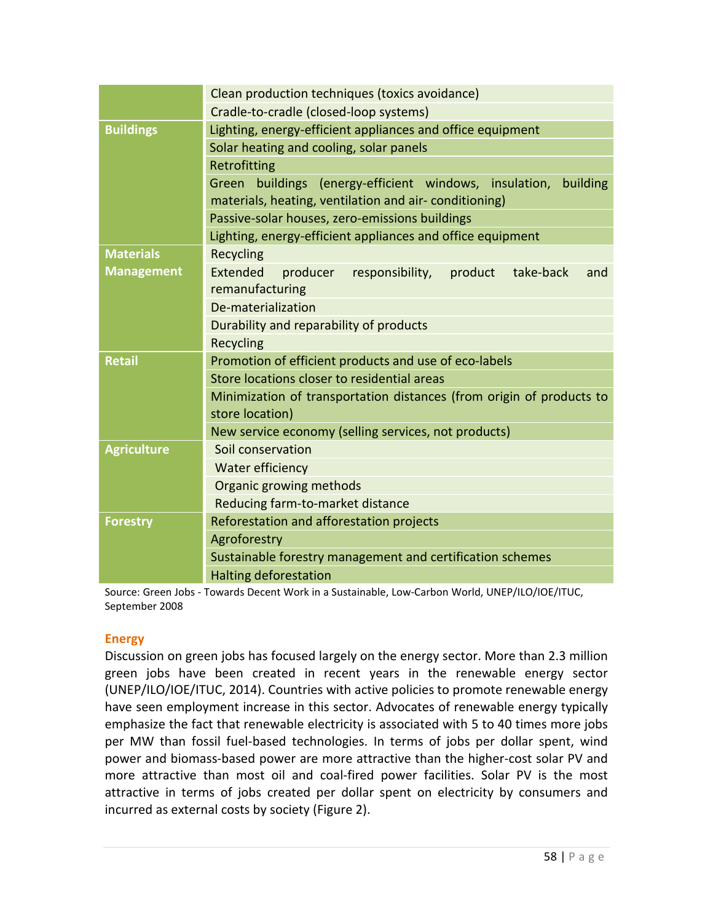| | |
|---|---|
| | Clean production techniques (toxics avoidance) |
| | Cradle-to-cradle (closed-loop systems) |
| **Buildings** | Lighting, energy-efficient appliances and office equipment |
| | Solar heating and cooling, solar panels |
| | Retrofitting |
| | Green buildings (energy-efficient windows, insulation, building materials, heating, ventilation and air- conditioning) |
| | Passive-solar houses, zero-emissions buildings |
| | Lighting, energy-efficient appliances and office equipment |
| **Materials Management** | Recycling |
| | Extended producer responsibility, product take-back and remanufacturing |
| | De-materialization |
| | Durability and reparability of products |
| | Recycling |
| **Retail** | Promotion of efficient products and use of eco-labels |
| | Store locations closer to residential areas |
| | Minimization of transportation distances (from origin of products to store location) |
| | New service economy (selling services, not products) |
| **Agriculture** | Soil conservation |
| | Water efficiency |
| | Organic growing methods |
| | Reducing farm-to-market distance |
| **Forestry** | Reforestation and afforestation projects |
| | Agroforestry |
| | Sustainable forestry management and certification schemes |
| | Halting deforestation |

Source: Green Jobs - Towards Decent Work in a Sustainable, Low-Carbon World, UNEP/ILO/IOE/ITUC, September 2008

### Energy

Discussion on green jobs has focused largely on the energy sector. More than 2.3 million green jobs have been created in recent years in the renewable energy sector (UNEP/ILO/IOE/ITUC, 2014). Countries with active policies to promote renewable energy have seen employment increase in this sector. Advocates of renewable energy typically emphasize the fact that renewable electricity is associated with 5 to 40 times more jobs per MW than fossil fuel-based technologies. In terms of jobs per dollar spent, wind power and biomass-based power are more attractive than the higher-cost solar PV and more attractive than most oil and coal-fired power facilities. Solar PV is the most attractive in terms of jobs created per dollar spent on electricity by consumers and incurred as external costs by society (Figure 2).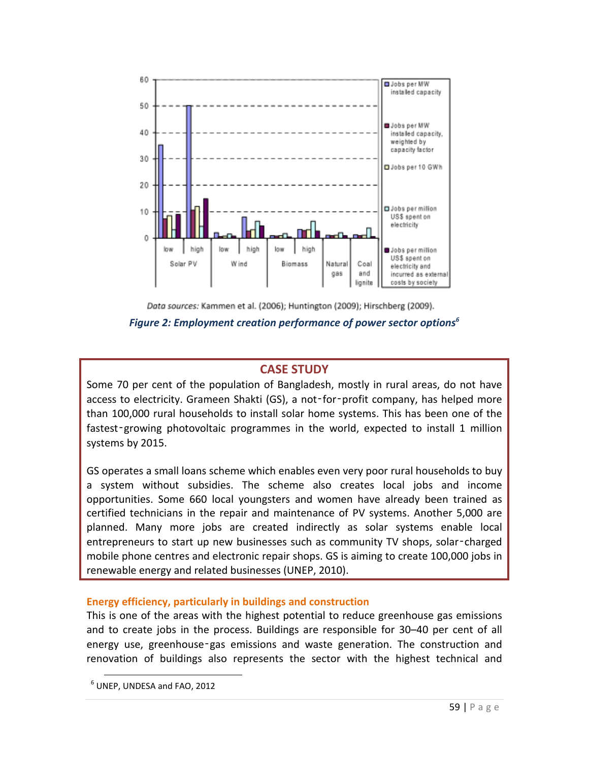*Data sources:* Kammen et al. (2006); Huntington (2009); Hirschberg (2009).

***Figure 2: Employment creation performance of power sector options[6]***

## CASE STUDY

Some 70 per cent of the population of Bangladesh, mostly in rural areas, do not have access to electricity. Grameen Shakti (GS), a not-for-profit company, has helped more than 100,000 rural households to install solar home systems. This has been one of the fastest-growing photovoltaic programmes in the world, expected to install 1 million systems by 2015.

GS operates a small loans scheme which enables even very poor rural households to buy a system without subsidies. The scheme also creates local jobs and income opportunities. Some 660 local youngsters and women have already been trained as certified technicians in the repair and maintenance of PV systems. Another 5,000 are planned. Many more jobs are created indirectly as solar systems enable local entrepreneurs to start up new businesses such as community TV shops, solar-charged mobile phone centres and electronic repair shops. GS is aiming to create 100,000 jobs in renewable energy and related businesses (UNEP, 2010).

### Energy efficiency, particularly in buildings and construction

This is one of the areas with the highest potential to reduce greenhouse gas emissions and to create jobs in the process. Buildings are responsible for 30–40 per cent of all energy use, greenhouse-gas emissions and waste generation. The construction and renovation of buildings also represents the sector with the highest technical and

[6] UNEP, UNDESA and FAO, 2012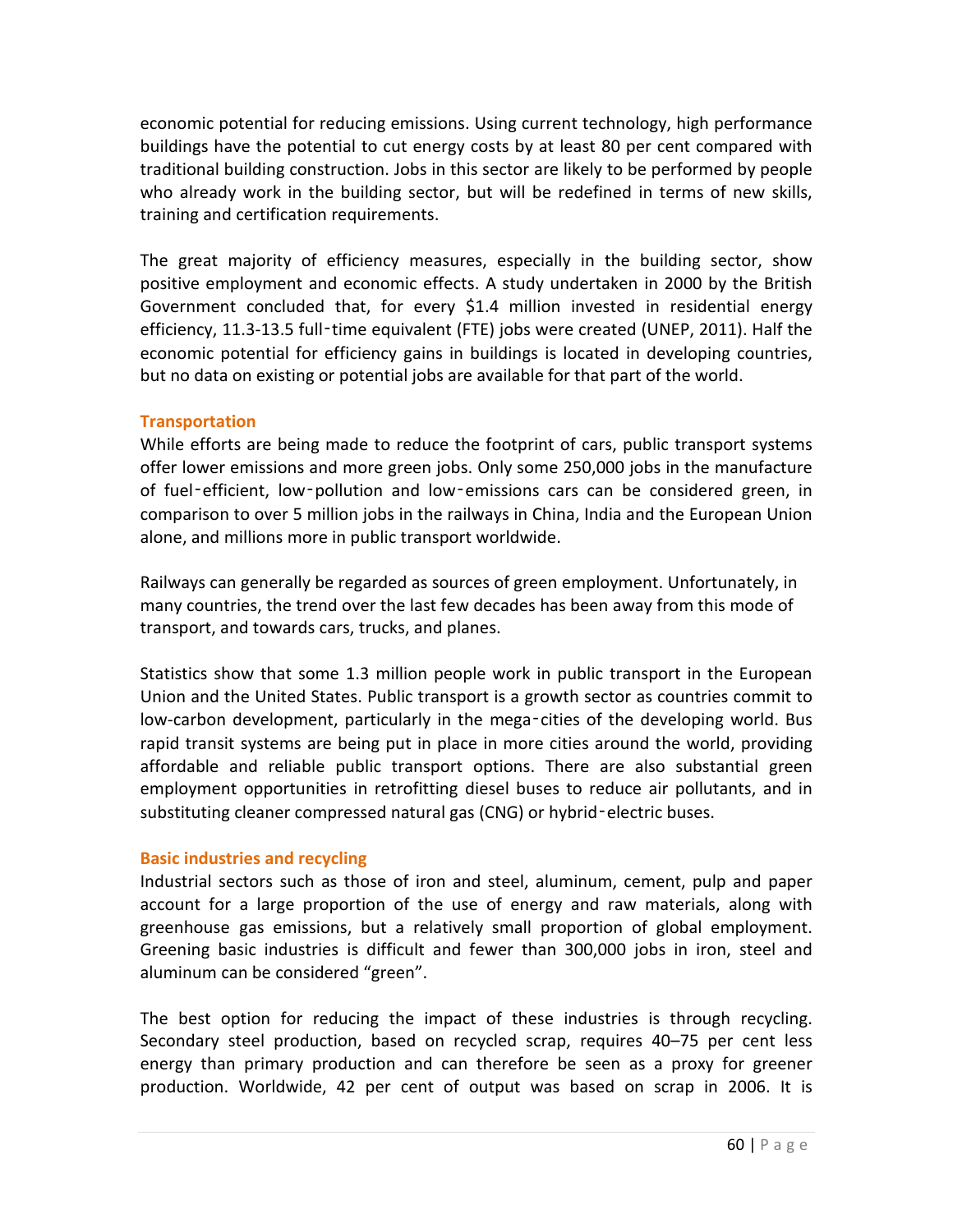economic potential for reducing emissions. Using current technology, high performance buildings have the potential to cut energy costs by at least 80 per cent compared with traditional building construction. Jobs in this sector are likely to be performed by people who already work in the building sector, but will be redefined in terms of new skills, training and certification requirements.

The great majority of efficiency measures, especially in the building sector, show positive employment and economic effects. A study undertaken in 2000 by the British Government concluded that, for every $1.4 million invested in residential energy efficiency, 11.3-13.5 full-time equivalent (FTE) jobs were created (UNEP, 2011). Half the economic potential for efficiency gains in buildings is located in developing countries, but no data on existing or potential jobs are available for that part of the world.

### Transportation

While efforts are being made to reduce the footprint of cars, public transport systems offer lower emissions and more green jobs. Only some 250,000 jobs in the manufacture of fuel-efficient, low-pollution and low-emissions cars can be considered green, in comparison to over 5 million jobs in the railways in China, India and the European Union alone, and millions more in public transport worldwide.

Railways can generally be regarded as sources of green employment. Unfortunately, in many countries, the trend over the last few decades has been away from this mode of transport, and towards cars, trucks, and planes.

Statistics show that some 1.3 million people work in public transport in the European Union and the United States. Public transport is a growth sector as countries commit to low-carbon development, particularly in the mega-cities of the developing world. Bus rapid transit systems are being put in place in more cities around the world, providing affordable and reliable public transport options. There are also substantial green employment opportunities in retrofitting diesel buses to reduce air pollutants, and in substituting cleaner compressed natural gas (CNG) or hybrid-electric buses.

### Basic industries and recycling

Industrial sectors such as those of iron and steel, aluminum, cement, pulp and paper account for a large proportion of the use of energy and raw materials, along with greenhouse gas emissions, but a relatively small proportion of global employment. Greening basic industries is difficult and fewer than 300,000 jobs in iron, steel and aluminum can be considered "green".

The best option for reducing the impact of these industries is through recycling. Secondary steel production, based on recycled scrap, requires 40–75 per cent less energy than primary production and can therefore be seen as a proxy for greener production. Worldwide, 42 per cent of output was based on scrap in 2006. It is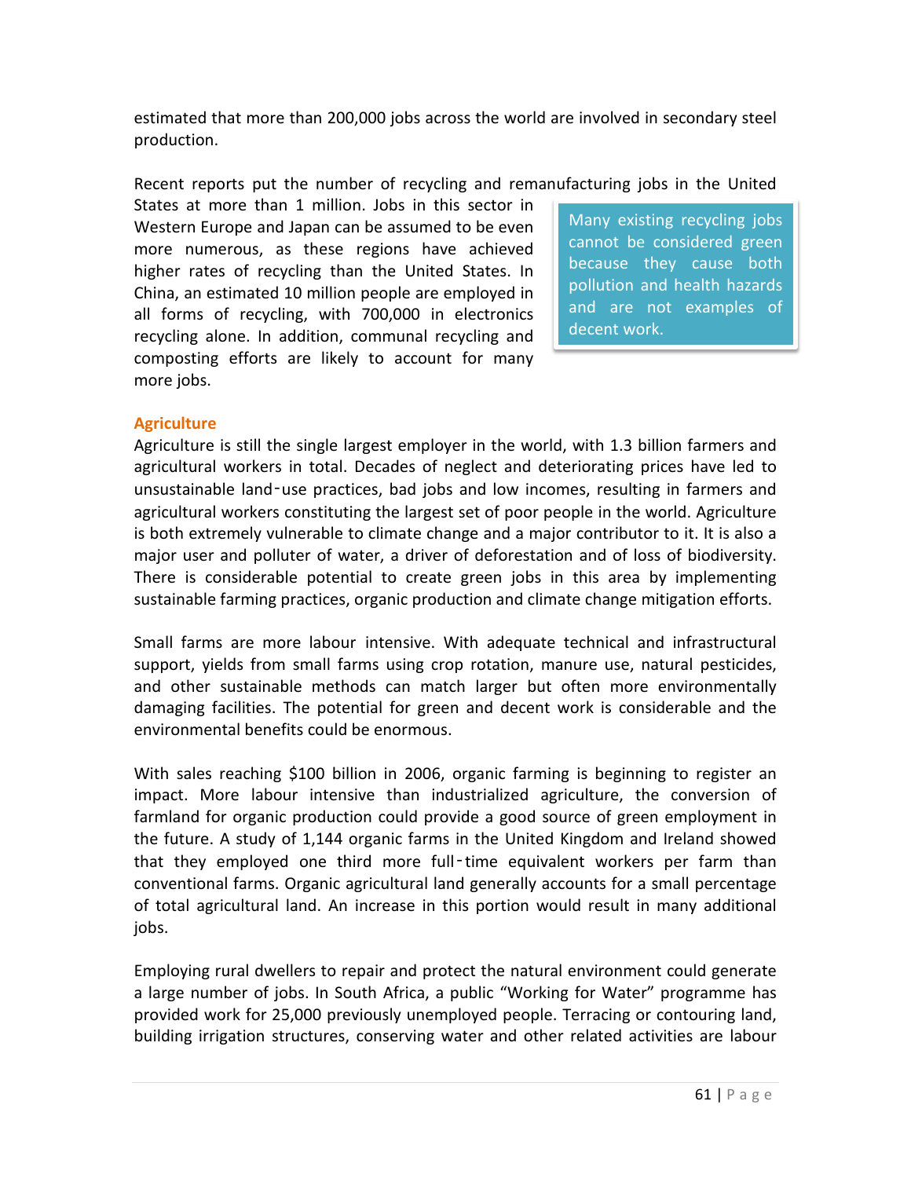estimated that more than 200,000 jobs across the world are involved in secondary steel production.

Recent reports put the number of recycling and remanufacturing jobs in the United States at more than 1 million. Jobs in this sector in Western Europe and Japan can be assumed to be even more numerous, as these regions have achieved higher rates of recycling than the United States. In China, an estimated 10 million people are employed in all forms of recycling, with 700,000 in electronics recycling alone. In addition, communal recycling and composting efforts are likely to account for many more jobs.

> Many existing recycling jobs cannot be considered green because they cause both pollution and health hazards and are not examples of decent work.

## Agriculture

Agriculture is still the single largest employer in the world, with 1.3 billion farmers and agricultural workers in total. Decades of neglect and deteriorating prices have led to unsustainable land-use practices, bad jobs and low incomes, resulting in farmers and agricultural workers constituting the largest set of poor people in the world. Agriculture is both extremely vulnerable to climate change and a major contributor to it. It is also a major user and polluter of water, a driver of deforestation and of loss of biodiversity. There is considerable potential to create green jobs in this area by implementing sustainable farming practices, organic production and climate change mitigation efforts.

Small farms are more labour intensive. With adequate technical and infrastructural support, yields from small farms using crop rotation, manure use, natural pesticides, and other sustainable methods can match larger but often more environmentally damaging facilities. The potential for green and decent work is considerable and the environmental benefits could be enormous.

With sales reaching $100 billion in 2006, organic farming is beginning to register an impact. More labour intensive than industrialized agriculture, the conversion of farmland for organic production could provide a good source of green employment in the future. A study of 1,144 organic farms in the United Kingdom and Ireland showed that they employed one third more full-time equivalent workers per farm than conventional farms. Organic agricultural land generally accounts for a small percentage of total agricultural land. An increase in this portion would result in many additional jobs.

Employing rural dwellers to repair and protect the natural environment could generate a large number of jobs. In South Africa, a public "Working for Water" programme has provided work for 25,000 previously unemployed people. Terracing or contouring land, building irrigation structures, conserving water and other related activities are labour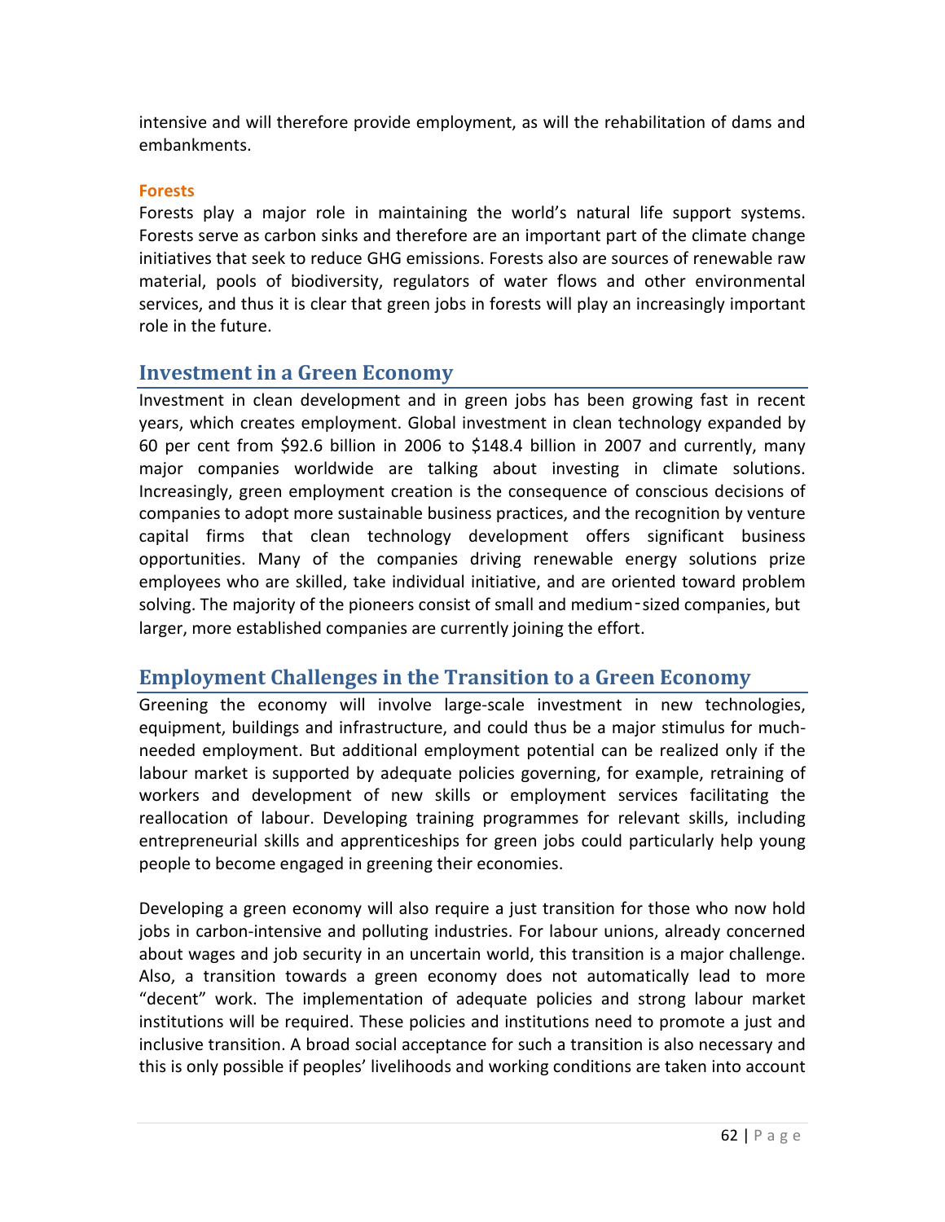intensive and will therefore provide employment, as will the rehabilitation of dams and embankments.

### Forests

Forests play a major role in maintaining the world's natural life support systems. Forests serve as carbon sinks and therefore are an important part of the climate change initiatives that seek to reduce GHG emissions. Forests also are sources of renewable raw material, pools of biodiversity, regulators of water flows and other environmental services, and thus it is clear that green jobs in forests will play an increasingly important role in the future.

## Investment in a Green Economy

Investment in clean development and in green jobs has been growing fast in recent years, which creates employment. Global investment in clean technology expanded by 60 per cent from $92.6 billion in 2006 to $148.4 billion in 2007 and currently, many major companies worldwide are talking about investing in climate solutions. Increasingly, green employment creation is the consequence of conscious decisions of companies to adopt more sustainable business practices, and the recognition by venture capital firms that clean technology development offers significant business opportunities. Many of the companies driving renewable energy solutions prize employees who are skilled, take individual initiative, and are oriented toward problem solving. The majority of the pioneers consist of small and medium‑sized companies, but larger, more established companies are currently joining the effort.

## Employment Challenges in the Transition to a Green Economy

Greening the economy will involve large-scale investment in new technologies, equipment, buildings and infrastructure, and could thus be a major stimulus for much-needed employment. But additional employment potential can be realized only if the labour market is supported by adequate policies governing, for example, retraining of workers and development of new skills or employment services facilitating the reallocation of labour. Developing training programmes for relevant skills, including entrepreneurial skills and apprenticeships for green jobs could particularly help young people to become engaged in greening their economies.

Developing a green economy will also require a just transition for those who now hold jobs in carbon-intensive and polluting industries. For labour unions, already concerned about wages and job security in an uncertain world, this transition is a major challenge. Also, a transition towards a green economy does not automatically lead to more "decent" work. The implementation of adequate policies and strong labour market institutions will be required. These policies and institutions need to promote a just and inclusive transition. A broad social acceptance for such a transition is also necessary and this is only possible if peoples' livelihoods and working conditions are taken into account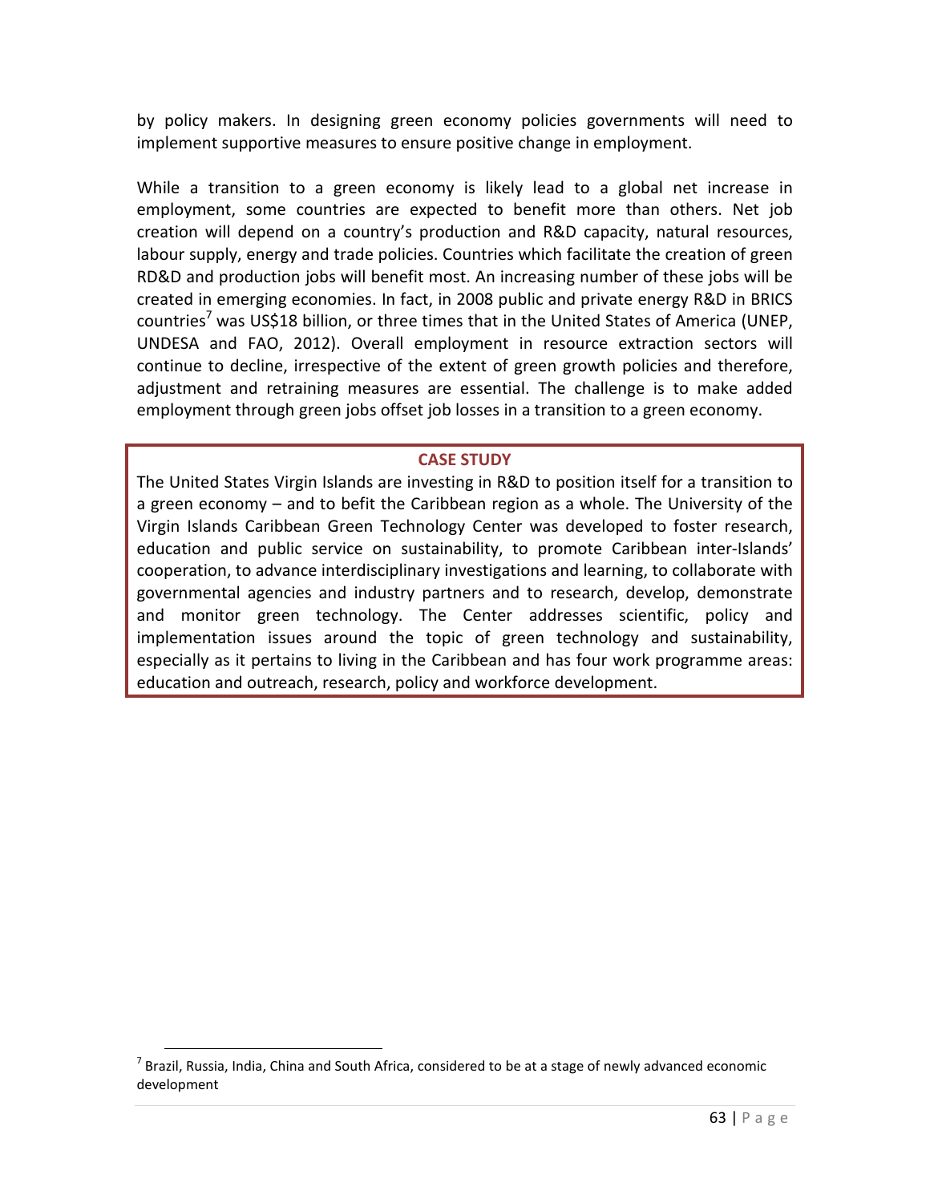by policy makers. In designing green economy policies governments will need to implement supportive measures to ensure positive change in employment.

While a transition to a green economy is likely lead to a global net increase in employment, some countries are expected to benefit more than others. Net job creation will depend on a country's production and R&D capacity, natural resources, labour supply, energy and trade policies. Countries which facilitate the creation of green RD&D and production jobs will benefit most. An increasing number of these jobs will be created in emerging economies. In fact, in 2008 public and private energy R&D in BRICS countries[7] was US$18 billion, or three times that in the United States of America (UNEP, UNDESA and FAO, 2012). Overall employment in resource extraction sectors will continue to decline, irrespective of the extent of green growth policies and therefore, adjustment and retraining measures are essential. The challenge is to make added employment through green jobs offset job losses in a transition to a green economy.

**CASE STUDY**

The United States Virgin Islands are investing in R&D to position itself for a transition to a green economy – and to befit the Caribbean region as a whole. The University of the Virgin Islands Caribbean Green Technology Center was developed to foster research, education and public service on sustainability, to promote Caribbean inter-Islands' cooperation, to advance interdisciplinary investigations and learning, to collaborate with governmental agencies and industry partners and to research, develop, demonstrate and monitor green technology. The Center addresses scientific, policy and implementation issues around the topic of green technology and sustainability, especially as it pertains to living in the Caribbean and has four work programme areas: education and outreach, research, policy and workforce development.

[7] Brazil, Russia, India, China and South Africa, considered to be at a stage of newly advanced economic development